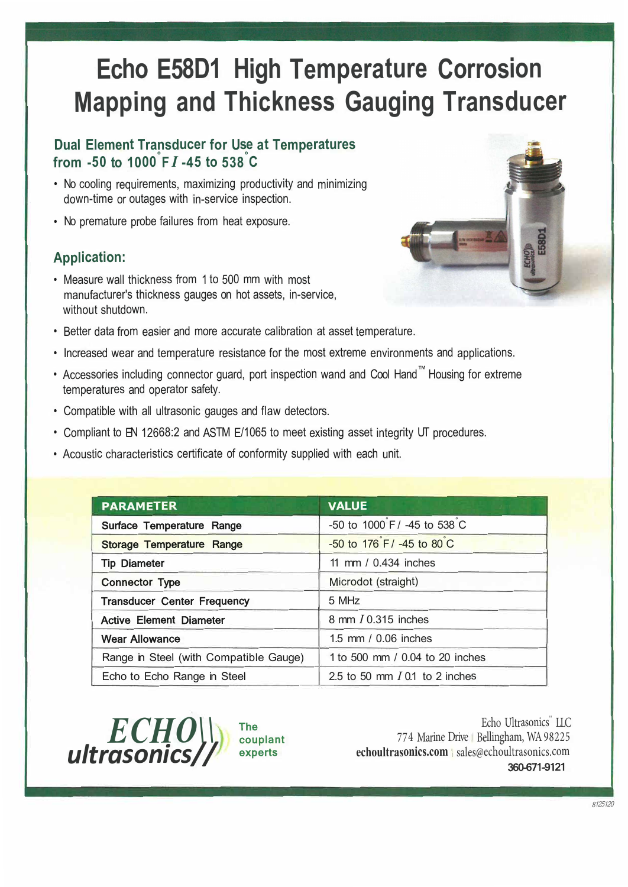# Echo E58D1 High Temperature Corrosion Mapping and Thickness Gauging Transducer

## Dual Element Transducer for Use at Temperatures from -50 to 1000°F / -45 to 538°C

- No cooling requirements, maximizing productivity and minimizing down-time or outages with in-service inspection.
- No premature probe failures from heat exposure.

## Application:

- Measure wall thickness from 1 to 500 mm with most manufacturer's thickness gauges on hot assets, in-service, without shutdown.
- Better data from easier and more accurate calibration at asset temperature.
- Increased wear and temperature resistance for the most extreme environments and applications.
- Accessories including connector guard, port inspection wand and Cool Hand™ Housing for extreme temperatures and operator safety.
- Compatible with all ultrasonic gauges and flaw detectors.
- Compliant to EN 12668:2 and ASTM E/1065 to meet existing asset integrity UT procedures.
- Acoustic characteristics certificate of conformity supplied with each unit.

| PARAMETER | VALUE |
|---|---|
| Surface Temperature Range | -50 to 1000°F / -45 to 538°C |
| Storage Temperature Range | -50 to 176°F / -45 to 80°C |
| Tip Diameter | 11 mm / 0.434 inches |
| Connector Type | Microdot (straight) |
| Transducer Center Frequency | 5 MHz |
| Active Element Diameter | 8 mm / 0.315 inches |
| Wear Allowance | 1.5 mm / 0.06 inches |
| Range in Steel (with Compatible Gauge) | 1 to 500 mm / 0.04 to 20 inches |
| Echo to Echo Range in Steel | 2.5 to 50 mm / 0.1 to 2 inches |

ECHO ultrasonics — The couplant experts

Echo Ultrasonics™ LLC
774 Marine Drive | Bellingham, WA 98225
**echoultrasonics.com** | sales@echoultrasonics.com
**360-671-9121**

8125120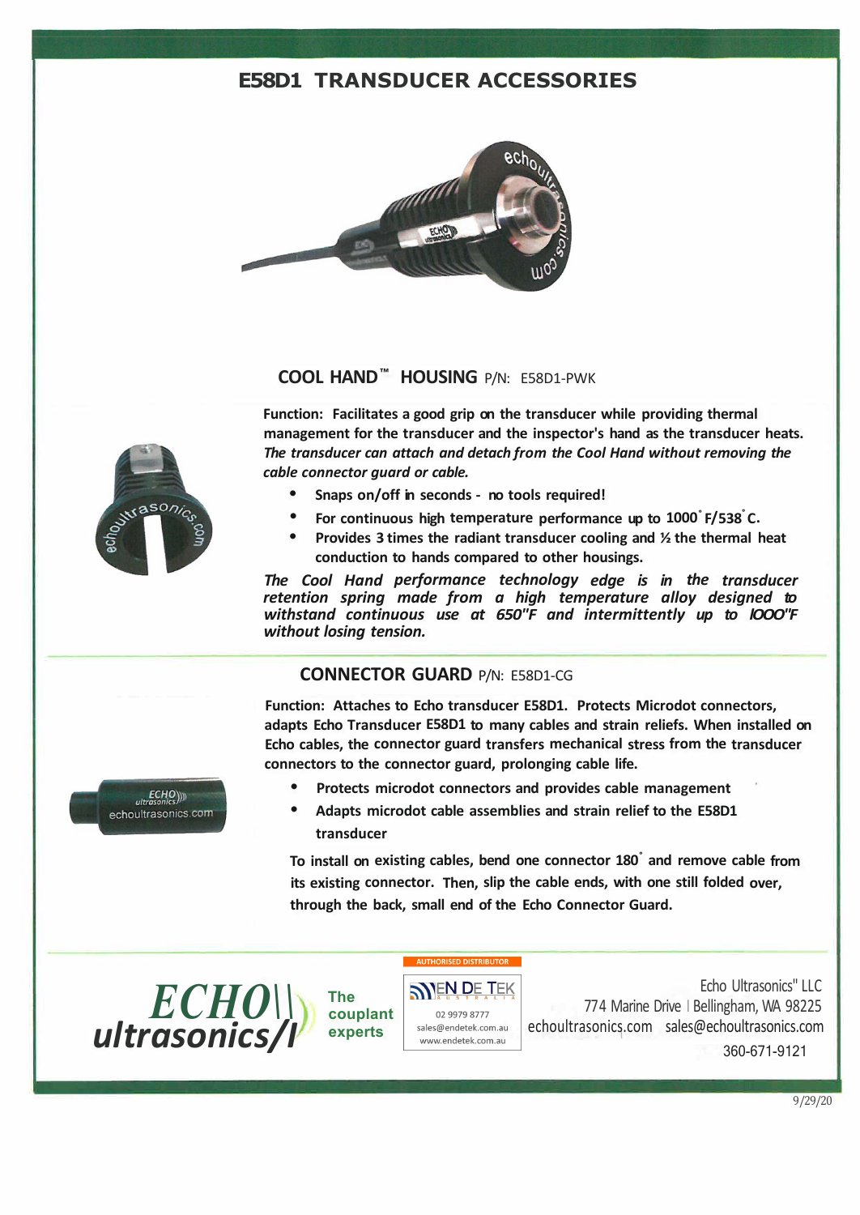# E58D1 TRANSDUCER ACCESSORIES

## COOL HAND™ HOUSING P/N: E58D1-PWK

**Function: Facilitates a good grip on the transducer while providing thermal management for the transducer and the inspector's hand as the transducer heats.** ***The transducer can attach and detach from the Cool Hand without removing the cable connector guard or cable.***

- **Snaps on/off in seconds - no tools required!**
- **For continuous high temperature performance up to 1000°F/538°C.**
- **Provides 3 times the radiant transducer cooling and ½ the thermal heat conduction to hands compared to other housings.**

***The Cool Hand performance technology edge is in the transducer retention spring made from a high temperature alloy designed to withstand continuous use at 650"F and intermittently up to lOOO"F without losing tension.***

## CONNECTOR GUARD P/N: E58D1-CG

**Function: Attaches to Echo transducer E58D1. Protects Microdot connectors, adapts Echo Transducer E58D1 to many cables and strain reliefs. When installed on Echo cables, the connector guard transfers mechanical stress from the transducer connectors to the connector guard, prolonging cable life.**

- **Protects microdot connectors and provides cable management**
- **Adapts microdot cable assemblies and strain relief to the E58D1 transducer**

**To install on existing cables, bend one connector 180° and remove cable from its existing connector. Then, slip the cable ends, with one still folded over, through the back, small end of the Echo Connector Guard.**

ECHO ultrasonics — The couplant experts

AUTHORISED DISTRIBUTOR
EN DE TEK AUSTRALIA
02 9979 8777
sales@endetek.com.au
www.endetek.com.au

Echo Ultrasonics" LLC
774 Marine Drive | Bellingham, WA 98225
echoultrasonics.com sales@echoultrasonics.com
360-671-9121

9/29/20